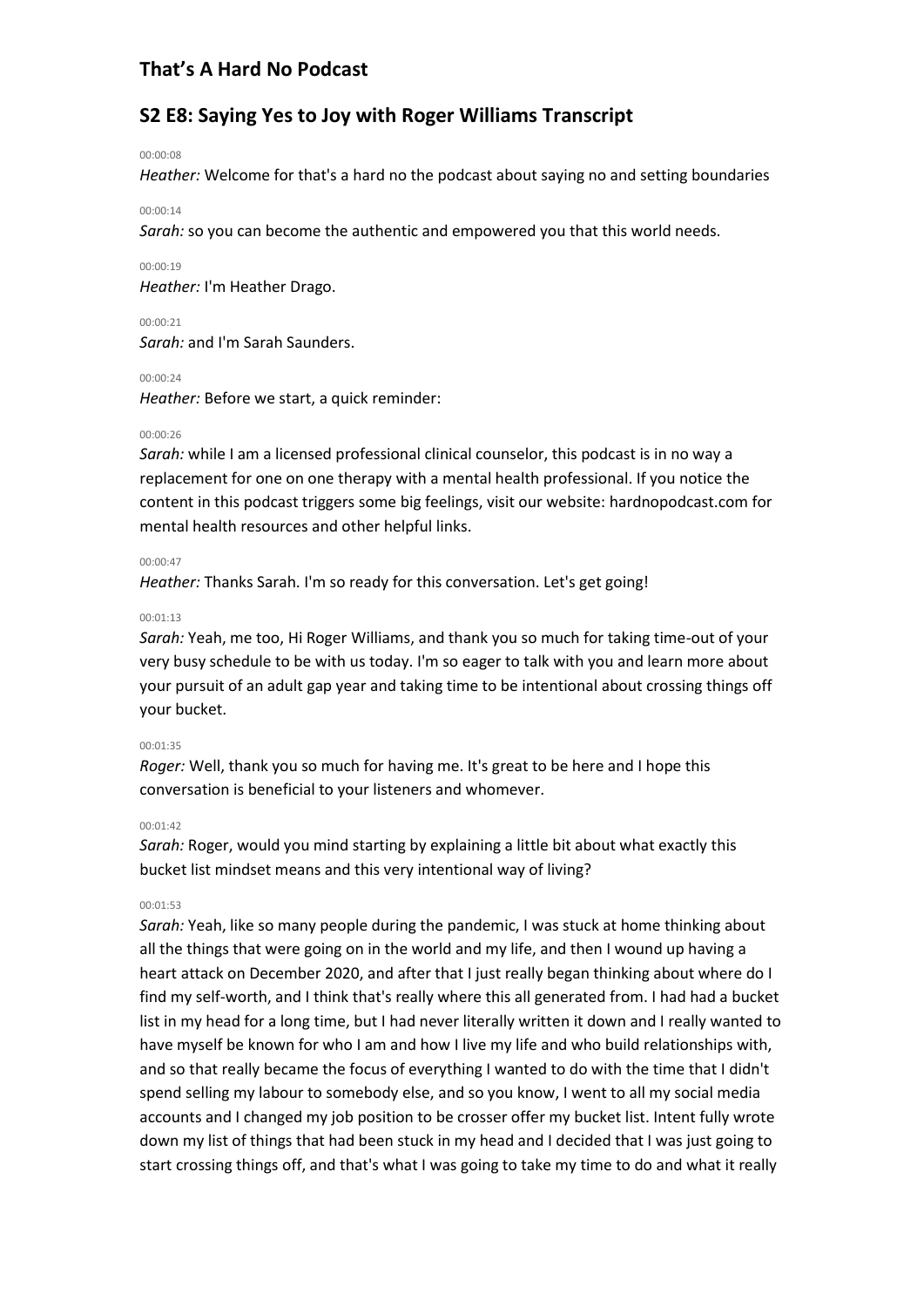# That's A Hard No Podcast

## S2 E8: Saying Yes to Joy with Roger Williams Transcript

00:00:08

*Heather:* Welcome for that's a hard no the podcast about saying no and setting boundaries

00:00:14

*Sarah:* so you can become the authentic and empowered you that this world needs.

00:00:19

*Heather:* I'm Heather Drago.

00:00:21

*Sarah:* and I'm Sarah Saunders.

00:00:24

*Heather:* Before we start, a quick reminder:

00:00:26

*Sarah:* while I am a licensed professional clinical counselor, this podcast is in no way a replacement for one on one therapy with a mental health professional. If you notice the content in this podcast triggers some big feelings, visit our website: hardnopodcast.com for mental health resources and other helpful links.

00:00:47

*Heather:* Thanks Sarah. I'm so ready for this conversation. Let's get going!

00:01:13

*Sarah:* Yeah, me too, Hi Roger Williams, and thank you so much for taking time-out of your very busy schedule to be with us today. I'm so eager to talk with you and learn more about your pursuit of an adult gap year and taking time to be intentional about crossing things off your bucket.

00:01:35

*Roger:* Well, thank you so much for having me. It's great to be here and I hope this conversation is beneficial to your listeners and whomever.

00:01:42

*Sarah:* Roger, would you mind starting by explaining a little bit about what exactly this bucket list mindset means and this very intentional way of living?

00:01:53

*Sarah:* Yeah, like so many people during the pandemic, I was stuck at home thinking about all the things that were going on in the world and my life, and then I wound up having a heart attack on December 2020, and after that I just really began thinking about where do I find my self-worth, and I think that's really where this all generated from. I had had a bucket list in my head for a long time, but I had never literally written it down and I really wanted to have myself be known for who I am and how I live my life and who build relationships with, and so that really became the focus of everything I wanted to do with the time that I didn't spend selling my labour to somebody else, and so you know, I went to all my social media accounts and I changed my job position to be crosser offer my bucket list. Intent fully wrote down my list of things that had been stuck in my head and I decided that I was just going to start crossing things off, and that's what I was going to take my time to do and what it really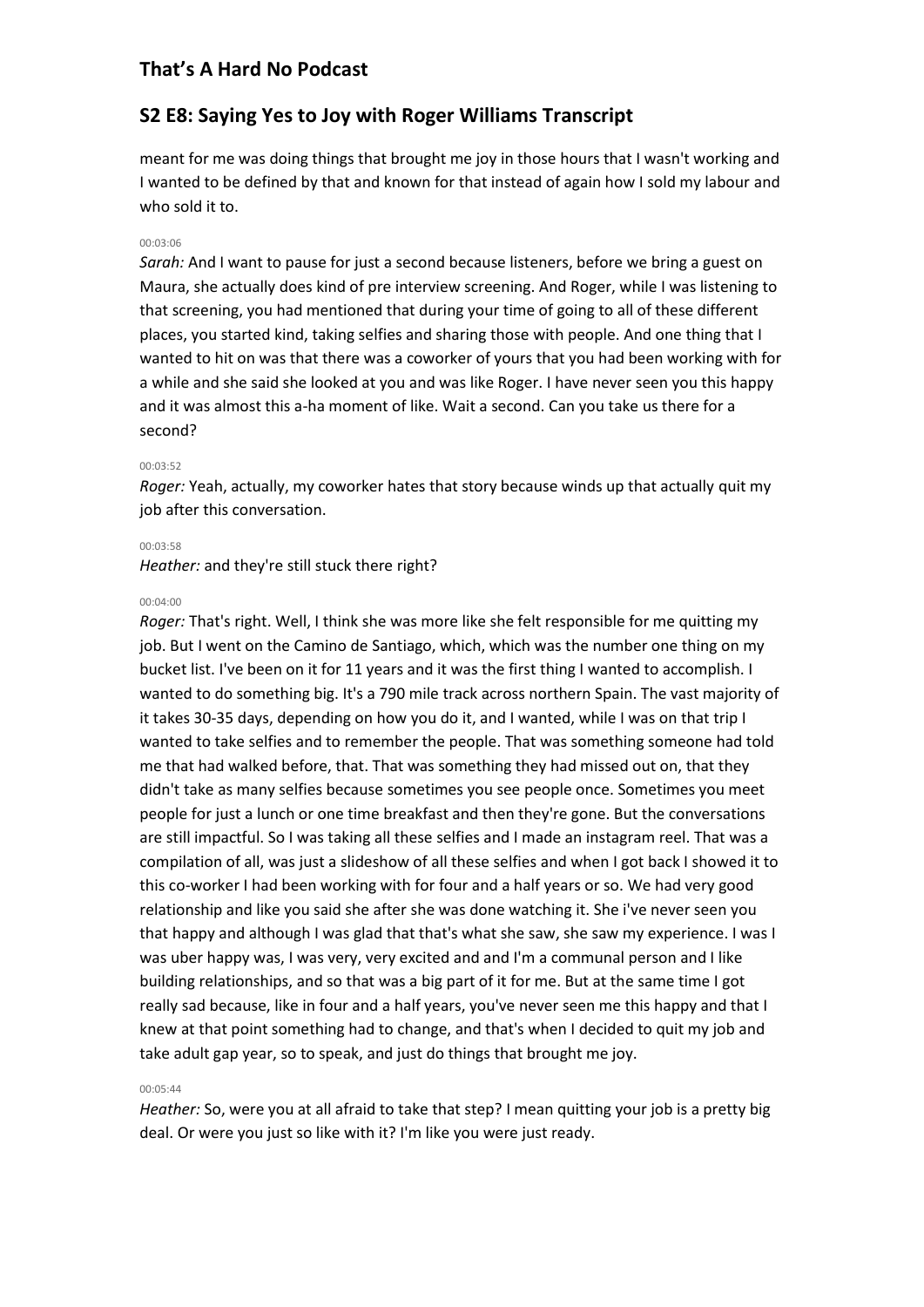meant for me was doing things that brought me joy in those hours that I wasn't working and I wanted to be defined by that and known for that instead of again how I sold my labour and who sold it to.

00:03:06

*Sarah:* And I want to pause for just a second because listeners, before we bring a guest on Maura, she actually does kind of pre interview screening. And Roger, while I was listening to that screening, you had mentioned that during your time of going to all of these different places, you started kind, taking selfies and sharing those with people. And one thing that I wanted to hit on was that there was a coworker of yours that you had been working with for a while and she said she looked at you and was like Roger. I have never seen you this happy and it was almost this a-ha moment of like. Wait a second. Can you take us there for a second?

00:03:52

*Roger:* Yeah, actually, my coworker hates that story because winds up that actually quit my job after this conversation.

00:03:58

*Heather:* and they're still stuck there right?

00:04:00

*Roger:* That's right. Well, I think she was more like she felt responsible for me quitting my job. But I went on the Camino de Santiago, which, which was the number one thing on my bucket list. I've been on it for 11 years and it was the first thing I wanted to accomplish. I wanted to do something big. It's a 790 mile track across northern Spain. The vast majority of it takes 30-35 days, depending on how you do it, and I wanted, while I was on that trip I wanted to take selfies and to remember the people. That was something someone had told me that had walked before, that. That was something they had missed out on, that they didn't take as many selfies because sometimes you see people once. Sometimes you meet people for just a lunch or one time breakfast and then they're gone. But the conversations are still impactful. So I was taking all these selfies and I made an instagram reel. That was a compilation of all, was just a slideshow of all these selfies and when I got back I showed it to this co-worker I had been working with for four and a half years or so. We had very good relationship and like you said she after she was done watching it. She i've never seen you that happy and although I was glad that that's what she saw, she saw my experience. I was I was uber happy was, I was very, very excited and and I'm a communal person and I like building relationships, and so that was a big part of it for me. But at the same time I got really sad because, like in four and a half years, you've never seen me this happy and that I knew at that point something had to change, and that's when I decided to quit my job and take adult gap year, so to speak, and just do things that brought me joy.

00:05:44

*Heather:* So, were you at all afraid to take that step? I mean quitting your job is a pretty big deal. Or were you just so like with it? I'm like you were just ready.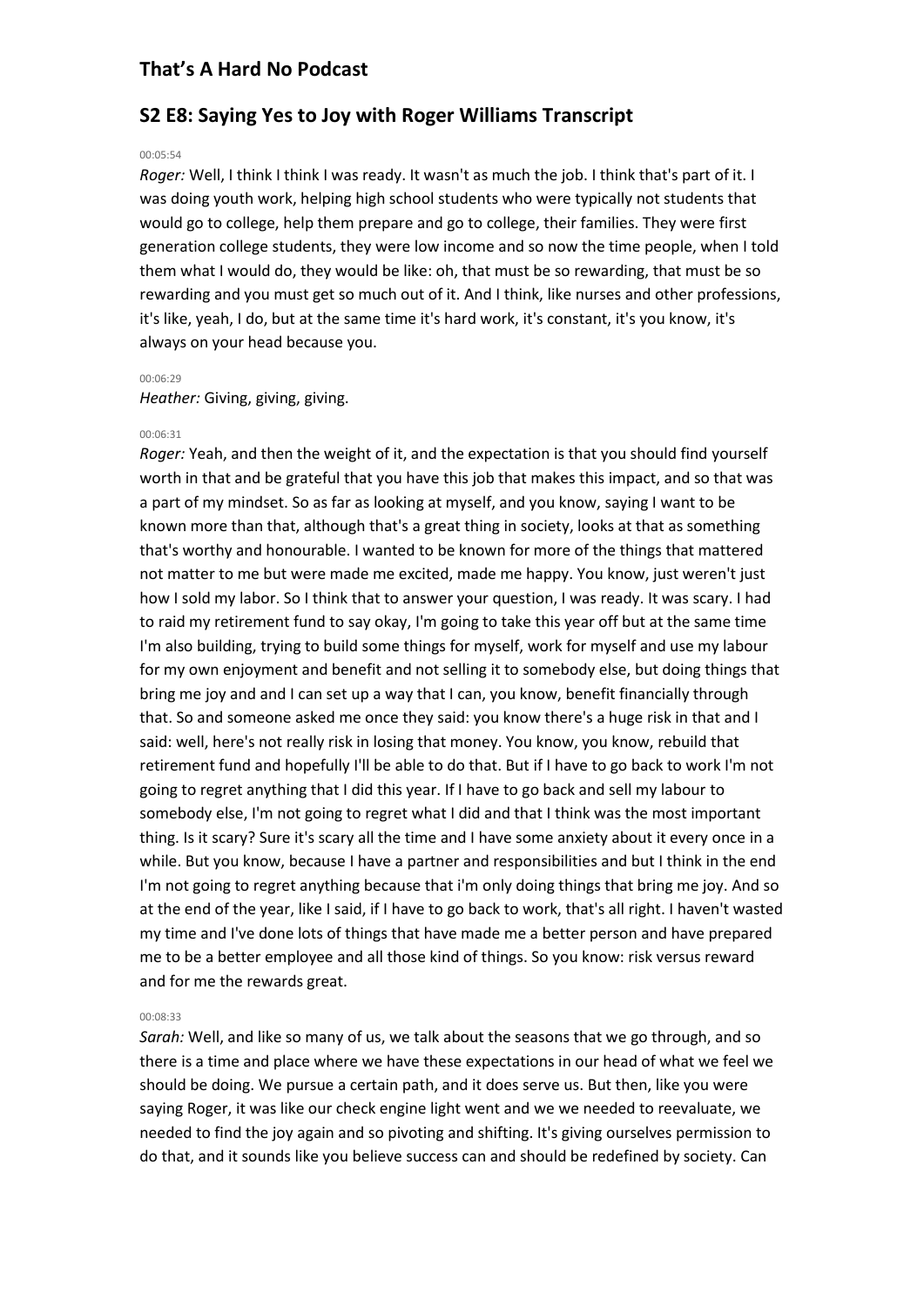## That's A Hard No Podcast

## S2 E8: Saying Yes to Joy with Roger Williams Transcript

00:05:54

*Roger:* Well, I think I think I was ready. It wasn't as much the job. I think that's part of it. I was doing youth work, helping high school students who were typically not students that would go to college, help them prepare and go to college, their families. They were first generation college students, they were low income and so now the time people, when I told them what I would do, they would be like: oh, that must be so rewarding, that must be so rewarding and you must get so much out of it. And I think, like nurses and other professions, it's like, yeah, I do, but at the same time it's hard work, it's constant, it's you know, it's always on your head because you.

00:06:29

*Heather:* Giving, giving, giving.

00:06:31

*Roger:* Yeah, and then the weight of it, and the expectation is that you should find yourself worth in that and be grateful that you have this job that makes this impact, and so that was a part of my mindset. So as far as looking at myself, and you know, saying I want to be known more than that, although that's a great thing in society, looks at that as something that's worthy and honourable. I wanted to be known for more of the things that mattered not matter to me but were made me excited, made me happy. You know, just weren't just how I sold my labor. So I think that to answer your question, I was ready. It was scary. I had to raid my retirement fund to say okay, I'm going to take this year off but at the same time I'm also building, trying to build some things for myself, work for myself and use my labour for my own enjoyment and benefit and not selling it to somebody else, but doing things that bring me joy and and I can set up a way that I can, you know, benefit financially through that. So and someone asked me once they said: you know there's a huge risk in that and I said: well, here's not really risk in losing that money. You know, you know, rebuild that retirement fund and hopefully I'll be able to do that. But if I have to go back to work I'm not going to regret anything that I did this year. If I have to go back and sell my labour to somebody else, I'm not going to regret what I did and that I think was the most important thing. Is it scary? Sure it's scary all the time and I have some anxiety about it every once in a while. But you know, because I have a partner and responsibilities and but I think in the end I'm not going to regret anything because that i'm only doing things that bring me joy. And so at the end of the year, like I said, if I have to go back to work, that's all right. I haven't wasted my time and I've done lots of things that have made me a better person and have prepared me to be a better employee and all those kind of things. So you know: risk versus reward and for me the rewards great.

00:08:33

*Sarah:* Well, and like so many of us, we talk about the seasons that we go through, and so there is a time and place where we have these expectations in our head of what we feel we should be doing. We pursue a certain path, and it does serve us. But then, like you were saying Roger, it was like our check engine light went and we we needed to reevaluate, we needed to find the joy again and so pivoting and shifting. It's giving ourselves permission to do that, and it sounds like you believe success can and should be redefined by society. Can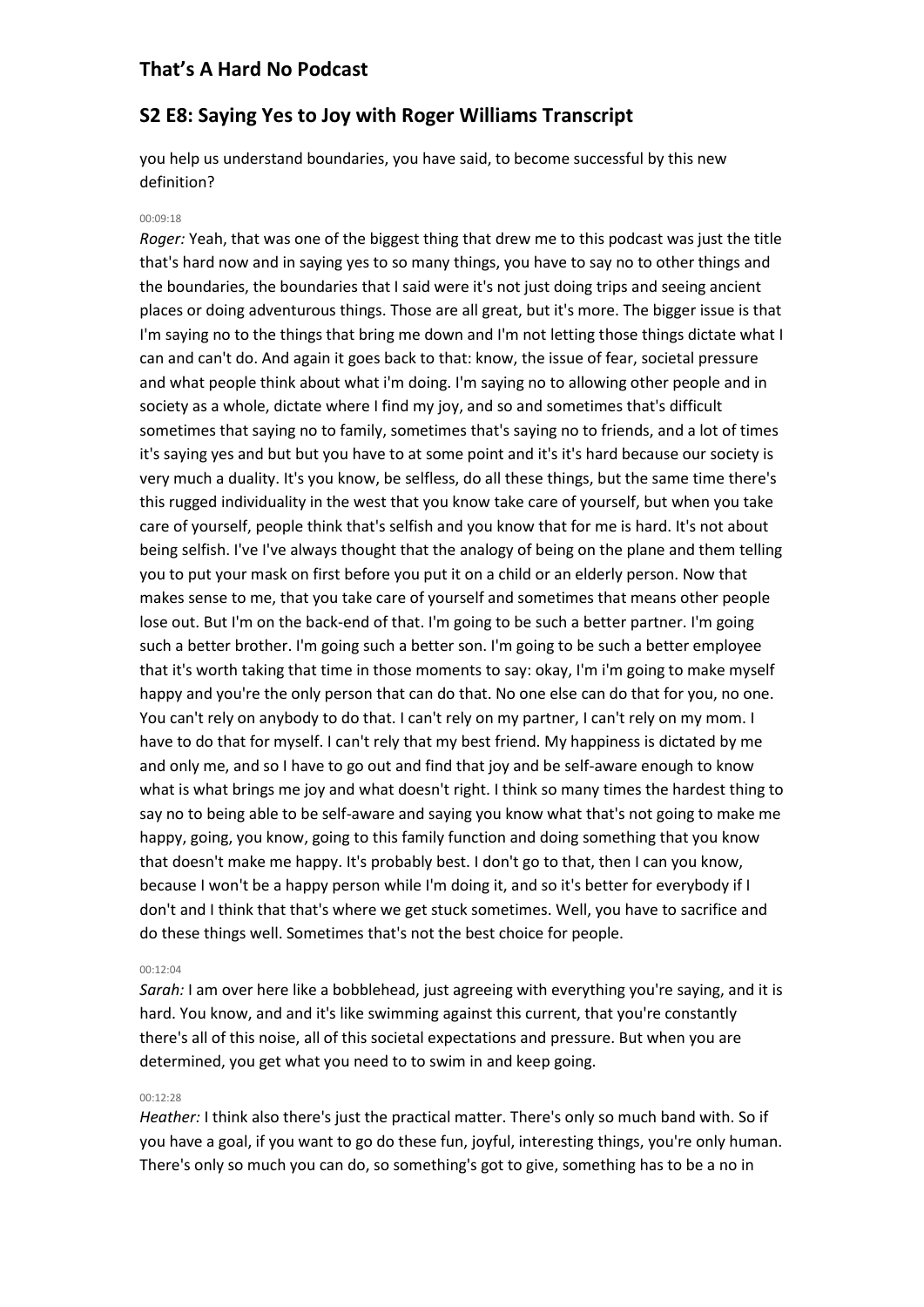you help us understand boundaries, you have said, to become successful by this new definition?

00:09:18

*Roger:* Yeah, that was one of the biggest thing that drew me to this podcast was just the title that's hard now and in saying yes to so many things, you have to say no to other things and the boundaries, the boundaries that I said were it's not just doing trips and seeing ancient places or doing adventurous things. Those are all great, but it's more. The bigger issue is that I'm saying no to the things that bring me down and I'm not letting those things dictate what I can and can't do. And again it goes back to that: know, the issue of fear, societal pressure and what people think about what i'm doing. I'm saying no to allowing other people and in society as a whole, dictate where I find my joy, and so and sometimes that's difficult sometimes that saying no to family, sometimes that's saying no to friends, and a lot of times it's saying yes and but but you have to at some point and it's it's hard because our society is very much a duality. It's you know, be selfless, do all these things, but the same time there's this rugged individuality in the west that you know take care of yourself, but when you take care of yourself, people think that's selfish and you know that for me is hard. It's not about being selfish. I've I've always thought that the analogy of being on the plane and them telling you to put your mask on first before you put it on a child or an elderly person. Now that makes sense to me, that you take care of yourself and sometimes that means other people lose out. But I'm on the back-end of that. I'm going to be such a better partner. I'm going such a better brother. I'm going such a better son. I'm going to be such a better employee that it's worth taking that time in those moments to say: okay, I'm i'm going to make myself happy and you're the only person that can do that. No one else can do that for you, no one. You can't rely on anybody to do that. I can't rely on my partner, I can't rely on my mom. I have to do that for myself. I can't rely that my best friend. My happiness is dictated by me and only me, and so I have to go out and find that joy and be self-aware enough to know what is what brings me joy and what doesn't right. I think so many times the hardest thing to say no to being able to be self-aware and saying you know what that's not going to make me happy, going, you know, going to this family function and doing something that you know that doesn't make me happy. It's probably best. I don't go to that, then I can you know, because I won't be a happy person while I'm doing it, and so it's better for everybody if I don't and I think that that's where we get stuck sometimes. Well, you have to sacrifice and do these things well. Sometimes that's not the best choice for people.

00:12:04

*Sarah:* I am over here like a bobblehead, just agreeing with everything you're saying, and it is hard. You know, and and it's like swimming against this current, that you're constantly there's all of this noise, all of this societal expectations and pressure. But when you are determined, you get what you need to to swim in and keep going.

00:12:28

*Heather:* I think also there's just the practical matter. There's only so much band with. So if you have a goal, if you want to go do these fun, joyful, interesting things, you're only human. There's only so much you can do, so something's got to give, something has to be a no in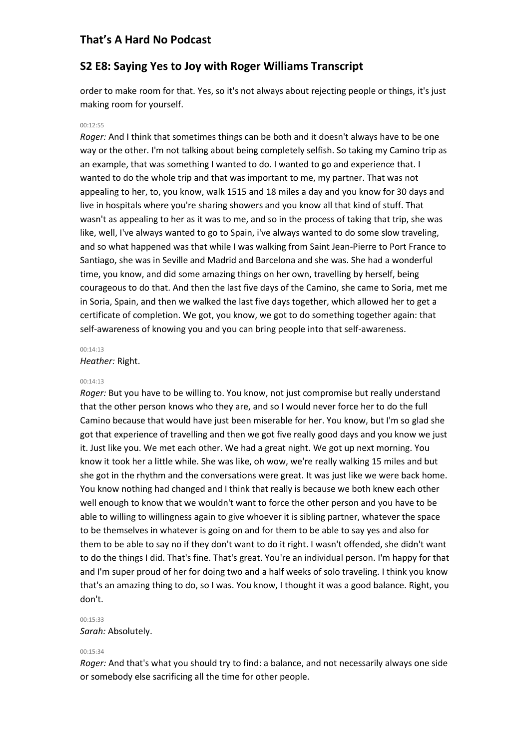order to make room for that. Yes, so it's not always about rejecting people or things, it's just making room for yourself.

00:12:55

*Roger:* And I think that sometimes things can be both and it doesn't always have to be one way or the other. I'm not talking about being completely selfish. So taking my Camino trip as an example, that was something I wanted to do. I wanted to go and experience that. I wanted to do the whole trip and that was important to me, my partner. That was not appealing to her, to, you know, walk 1515 and 18 miles a day and you know for 30 days and live in hospitals where you're sharing showers and you know all that kind of stuff. That wasn't as appealing to her as it was to me, and so in the process of taking that trip, she was like, well, I've always wanted to go to Spain, i've always wanted to do some slow traveling, and so what happened was that while I was walking from Saint Jean-Pierre to Port France to Santiago, she was in Seville and Madrid and Barcelona and she was. She had a wonderful time, you know, and did some amazing things on her own, travelling by herself, being courageous to do that. And then the last five days of the Camino, she came to Soria, met me in Soria, Spain, and then we walked the last five days together, which allowed her to get a certificate of completion. We got, you know, we got to do something together again: that self-awareness of knowing you and you can bring people into that self-awareness.

00:14:13

*Heather:* Right.

00:14:13

*Roger:* But you have to be willing to. You know, not just compromise but really understand that the other person knows who they are, and so I would never force her to do the full Camino because that would have just been miserable for her. You know, but I'm so glad she got that experience of travelling and then we got five really good days and you know we just it. Just like you. We met each other. We had a great night. We got up next morning. You know it took her a little while. She was like, oh wow, we're really walking 15 miles and but she got in the rhythm and the conversations were great. It was just like we were back home. You know nothing had changed and I think that really is because we both knew each other well enough to know that we wouldn't want to force the other person and you have to be able to willing to willingness again to give whoever it is sibling partner, whatever the space to be themselves in whatever is going on and for them to be able to say yes and also for them to be able to say no if they don't want to do it right. I wasn't offended, she didn't want to do the things I did. That's fine. That's great. You're an individual person. I'm happy for that and I'm super proud of her for doing two and a half weeks of solo traveling. I think you know that's an amazing thing to do, so I was. You know, I thought it was a good balance. Right, you don't.

00:15:33

*Sarah:* Absolutely.

00:15:34

*Roger:* And that's what you should try to find: a balance, and not necessarily always one side or somebody else sacrificing all the time for other people.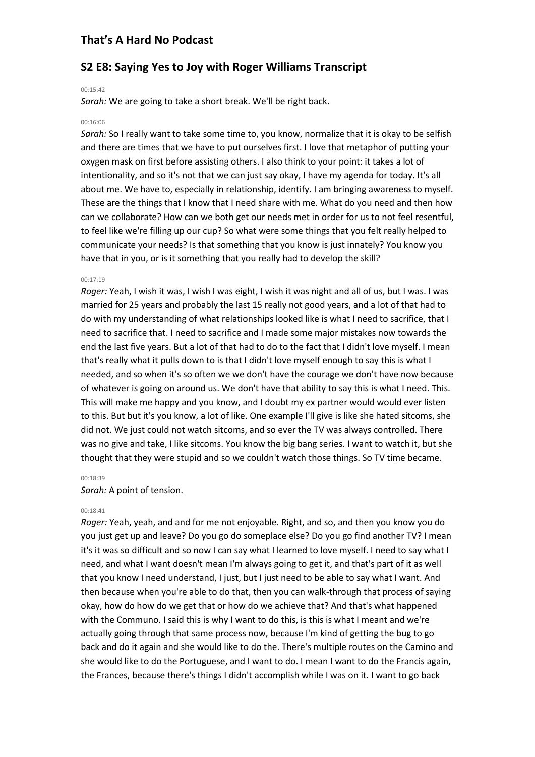# That's A Hard No Podcast

## S2 E8: Saying Yes to Joy with Roger Williams Transcript

00:15:42

*Sarah:* We are going to take a short break. We'll be right back.

00:16:06

*Sarah:* So I really want to take some time to, you know, normalize that it is okay to be selfish and there are times that we have to put ourselves first. I love that metaphor of putting your oxygen mask on first before assisting others. I also think to your point: it takes a lot of intentionality, and so it's not that we can just say okay, I have my agenda for today. It's all about me. We have to, especially in relationship, identify. I am bringing awareness to myself. These are the things that I know that I need share with me. What do you need and then how can we collaborate? How can we both get our needs met in order for us to not feel resentful, to feel like we're filling up our cup? So what were some things that you felt really helped to communicate your needs? Is that something that you know is just innately? You know you have that in you, or is it something that you really had to develop the skill?

00:17:19

*Roger:* Yeah, I wish it was, I wish I was eight, I wish it was night and all of us, but I was. I was married for 25 years and probably the last 15 really not good years, and a lot of that had to do with my understanding of what relationships looked like is what I need to sacrifice, that I need to sacrifice that. I need to sacrifice and I made some major mistakes now towards the end the last five years. But a lot of that had to do to the fact that I didn't love myself. I mean that's really what it pulls down to is that I didn't love myself enough to say this is what I needed, and so when it's so often we we don't have the courage we don't have now because of whatever is going on around us. We don't have that ability to say this is what I need. This. This will make me happy and you know, and I doubt my ex partner would would ever listen to this. But but it's you know, a lot of like. One example I'll give is like she hated sitcoms, she did not. We just could not watch sitcoms, and so ever the TV was always controlled. There was no give and take, I like sitcoms. You know the big bang series. I want to watch it, but she thought that they were stupid and so we couldn't watch those things. So TV time became.

00:18:39

*Sarah:* A point of tension.

00:18:41

*Roger:* Yeah, yeah, and and for me not enjoyable. Right, and so, and then you know you do you just get up and leave? Do you go do someplace else? Do you go find another TV? I mean it's it was so difficult and so now I can say what I learned to love myself. I need to say what I need, and what I want doesn't mean I'm always going to get it, and that's part of it as well that you know I need understand, I just, but I just need to be able to say what I want. And then because when you're able to do that, then you can walk-through that process of saying okay, how do how do we get that or how do we achieve that? And that's what happened with the Communo. I said this is why I want to do this, is this is what I meant and we're actually going through that same process now, because I'm kind of getting the bug to go back and do it again and she would like to do the. There's multiple routes on the Camino and she would like to do the Portuguese, and I want to do. I mean I want to do the Francis again, the Frances, because there's things I didn't accomplish while I was on it. I want to go back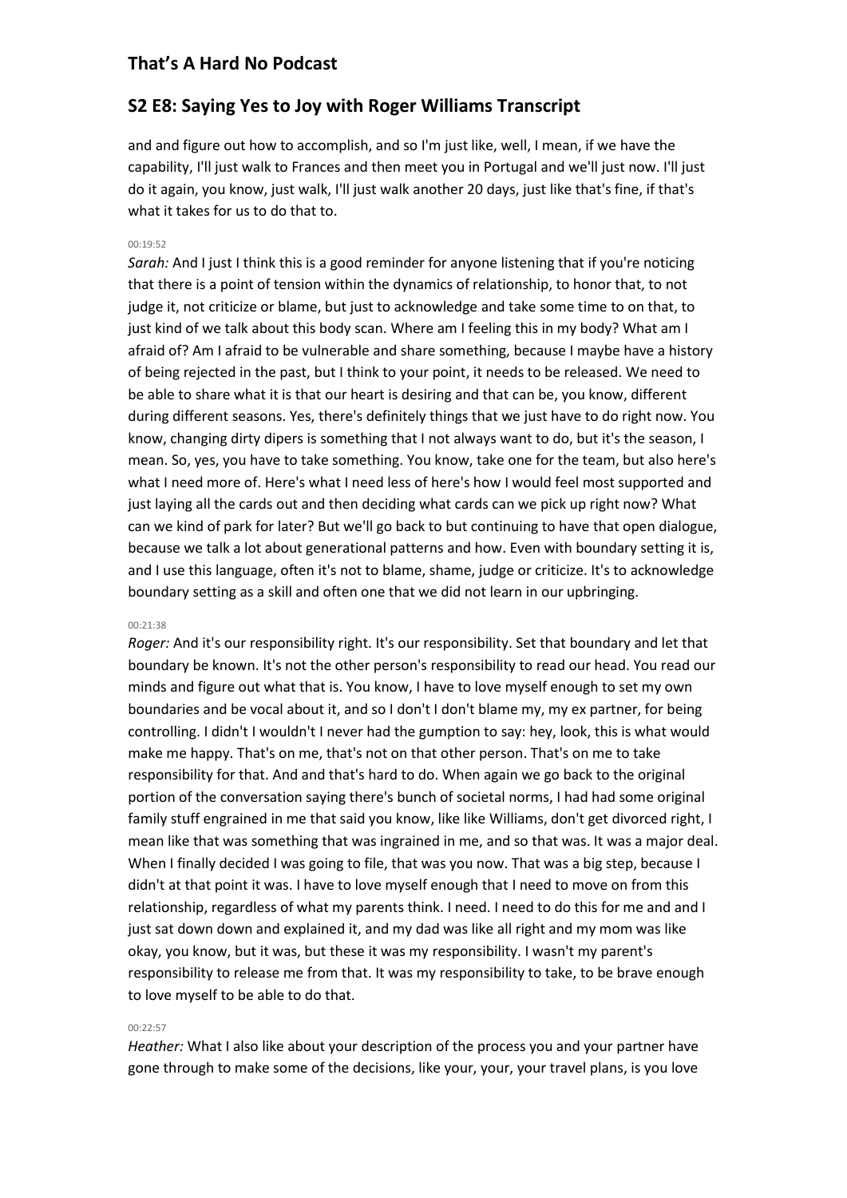and and figure out how to accomplish, and so I'm just like, well, I mean, if we have the capability, I'll just walk to Frances and then meet you in Portugal and we'll just now. I'll just do it again, you know, just walk, I'll just walk another 20 days, just like that's fine, if that's what it takes for us to do that to.

00:19:52

*Sarah:* And I just think this is a good reminder for anyone listening that if you're noticing that there is a point of tension within the dynamics of relationship, to honor that, to not judge it, not criticize or blame, but just to acknowledge and take some time to on that, to just kind of we talk about this body scan. Where am I feeling this in my body? What am I afraid of? Am I afraid to be vulnerable and share something, because I maybe have a history of being rejected in the past, but I think to your point, it needs to be released. We need to be able to share what it is that our heart is desiring and that can be, you know, different during different seasons. Yes, there's definitely things that we just have to do right now. You know, changing dirty dipers is something that I not always want to do, but it's the season, I mean. So, yes, you have to take something. You know, take one for the team, but also here's what I need more of. Here's what I need less of here's how I would feel most supported and just laying all the cards out and then deciding what cards can we pick up right now? What can we kind of park for later? But we'll go back to but continuing to have that open dialogue, because we talk a lot about generational patterns and how. Even with boundary setting it is, and I use this language, often it's not to blame, shame, judge or criticize. It's to acknowledge boundary setting as a skill and often one that we did not learn in our upbringing.

00:21:38

*Roger:* And it's our responsibility right. It's our responsibility. Set that boundary and let that boundary be known. It's not the other person's responsibility to read our head. You read our minds and figure out what that is. You know, I have to love myself enough to set my own boundaries and be vocal about it, and so I don't I don't blame my, my ex partner, for being controlling. I didn't I wouldn't I never had the gumption to say: hey, look, this is what would make me happy. That's on me, that's not on that other person. That's on me to take responsibility for that. And and that's hard to do. When again we go back to the original portion of the conversation saying there's bunch of societal norms, I had had some original family stuff engrained in me that said you know, like like Williams, don't get divorced right, I mean like that was something that was ingrained in me, and so that was. It was a major deal. When I finally decided I was going to file, that was you now. That was a big step, because I didn't at that point it was. I have to love myself enough that I need to move on from this relationship, regardless of what my parents think. I need. I need to do this for me and and I just sat down down and explained it, and my dad was like all right and my mom was like okay, you know, but it was, but these it was my responsibility. I wasn't my parent's responsibility to release me from that. It was my responsibility to take, to be brave enough to love myself to be able to do that.

00:22:57

*Heather:* What I also like about your description of the process you and your partner have gone through to make some of the decisions, like your, your, your travel plans, is you love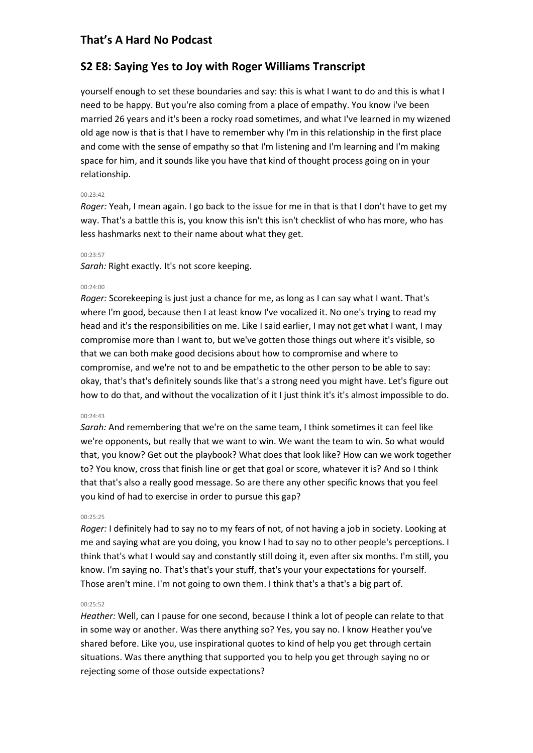yourself enough to set these boundaries and say: this is what I want to do and this is what I need to be happy. But you're also coming from a place of empathy. You know i've been married 26 years and it's been a rocky road sometimes, and what I've learned in my wizened old age now is that is that I have to remember why I'm in this relationship in the first place and come with the sense of empathy so that I'm listening and I'm learning and I'm making space for him, and it sounds like you have that kind of thought process going on in your relationship.

00:23:42

*Roger:* Yeah, I mean again. I go back to the issue for me in that is that I don't have to get my way. That's a battle this is, you know this isn't this isn't checklist of who has more, who has less hashmarks next to their name about what they get.

00:23:57

*Sarah:* Right exactly. It's not score keeping.

00:24:00

*Roger:* Scorekeeping is just just a chance for me, as long as I can say what I want. That's where I'm good, because then I at least know I've vocalized it. No one's trying to read my head and it's the responsibilities on me. Like I said earlier, I may not get what I want, I may compromise more than I want to, but we've gotten those things out where it's visible, so that we can both make good decisions about how to compromise and where to compromise, and we're not to and be empathetic to the other person to be able to say: okay, that's that's definitely sounds like that's a strong need you might have. Let's figure out how to do that, and without the vocalization of it I just think it's it's almost impossible to do.

00:24:43

*Sarah:* And remembering that we're on the same team, I think sometimes it can feel like we're opponents, but really that we want to win. We want the team to win. So what would that, you know? Get out the playbook? What does that look like? How can we work together to? You know, cross that finish line or get that goal or score, whatever it is? And so I think that that's also a really good message. So are there any other specific knows that you feel you kind of had to exercise in order to pursue this gap?

00:25:25

*Roger:* I definitely had to say no to my fears of not, of not having a job in society. Looking at me and saying what are you doing, you know I had to say no to other people's perceptions. I think that's what I would say and constantly still doing it, even after six months. I'm still, you know. I'm saying no. That's that's your stuff, that's your your expectations for yourself. Those aren't mine. I'm not going to own them. I think that's a that's a big part of.

00:25:52

*Heather:* Well, can I pause for one second, because I think a lot of people can relate to that in some way or another. Was there anything so? Yes, you say no. I know Heather you've shared before. Like you, use inspirational quotes to kind of help you get through certain situations. Was there anything that supported you to help you get through saying no or rejecting some of those outside expectations?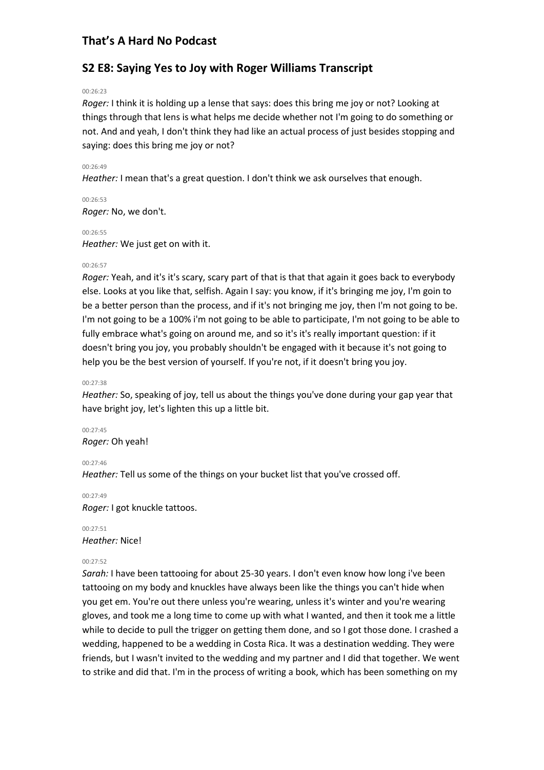## That's A Hard No Podcast

## S2 E8: Saying Yes to Joy with Roger Williams Transcript

00:26:23

*Roger:* I think it is holding up a lense that says: does this bring me joy or not? Looking at things through that lens is what helps me decide whether not I'm going to do something or not. And and yeah, I don't think they had like an actual process of just besides stopping and saying: does this bring me joy or not?

00:26:49

*Heather:* I mean that's a great question. I don't think we ask ourselves that enough.

00:26:53

*Roger:* No, we don't.

00:26:55

*Heather:* We just get on with it.

00:26:57

*Roger:* Yeah, and it's it's scary, scary part of that is that that again it goes back to everybody else. Looks at you like that, selfish. Again I say: you know, if it's bringing me joy, I'm goin to be a better person than the process, and if it's not bringing me joy, then I'm not going to be. I'm not going to be a 100% i'm not going to be able to participate, I'm not going to be able to fully embrace what's going on around me, and so it's it's really important question: if it doesn't bring you joy, you probably shouldn't be engaged with it because it's not going to help you be the best version of yourself. If you're not, if it doesn't bring you joy.

00:27:38

*Heather:* So, speaking of joy, tell us about the things you've done during your gap year that have bright joy, let's lighten this up a little bit.

00:27:45

*Roger:* Oh yeah!

00:27:46

*Heather:* Tell us some of the things on your bucket list that you've crossed off.

00:27:49

*Roger:* I got knuckle tattoos.

00:27:51

*Heather:* Nice!

00:27:52

*Sarah:* I have been tattooing for about 25-30 years. I don't even know how long i've been tattooing on my body and knuckles have always been like the things you can't hide when you get em. You're out there unless you're wearing, unless it's winter and you're wearing gloves, and took me a long time to come up with what I wanted, and then it took me a little while to decide to pull the trigger on getting them done, and so I got those done. I crashed a wedding, happened to be a wedding in Costa Rica. It was a destination wedding. They were friends, but I wasn't invited to the wedding and my partner and I did that together. We went to strike and did that. I'm in the process of writing a book, which has been something on my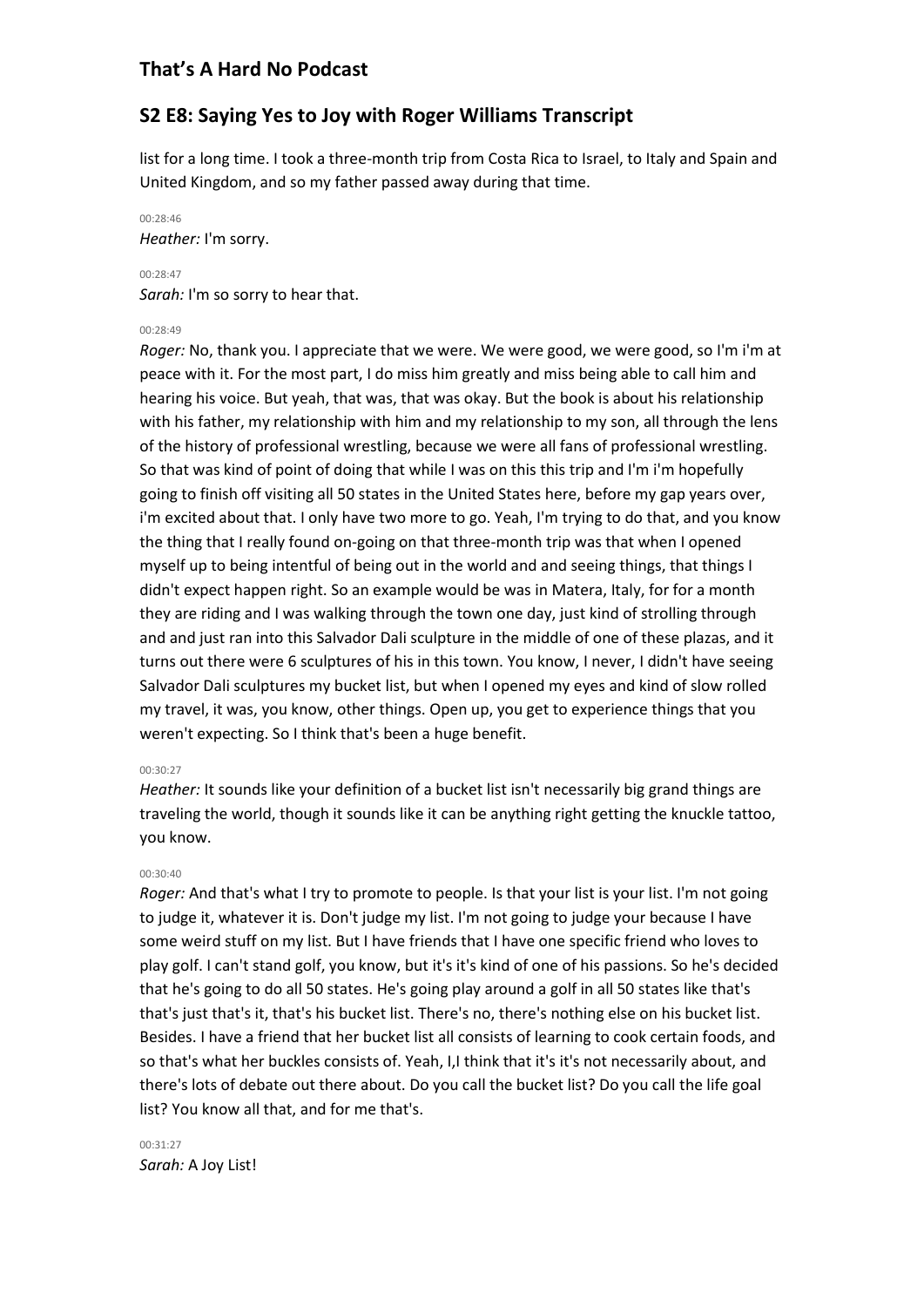list for a long time. I took a three-month trip from Costa Rica to Israel, to Italy and Spain and United Kingdom, and so my father passed away during that time.

00:28:46
*Heather:* I'm sorry.

00:28:47
*Sarah:* I'm so sorry to hear that.

00:28:49
*Roger:* No, thank you. I appreciate that we were. We were good, we were good, so I'm i'm at peace with it. For the most part, I do miss him greatly and miss being able to call him and hearing his voice. But yeah, that was, that was okay. But the book is about his relationship with his father, my relationship with him and my relationship to my son, all through the lens of the history of professional wrestling, because we were all fans of professional wrestling. So that was kind of point of doing that while I was on this this trip and I'm i'm hopefully going to finish off visiting all 50 states in the United States here, before my gap years over, i'm excited about that. I only have two more to go. Yeah, I'm trying to do that, and you know the thing that I really found on-going on that three-month trip was that when I opened myself up to being intentful of being out in the world and and seeing things, that things I didn't expect happen right. So an example would be was in Matera, Italy, for for a month they are riding and I was walking through the town one day, just kind of strolling through and and just ran into this Salvador Dali sculpture in the middle of one of these plazas, and it turns out there were 6 sculptures of his in this town. You know, I never, I didn't have seeing Salvador Dali sculptures my bucket list, but when I opened my eyes and kind of slow rolled my travel, it was, you know, other things. Open up, you get to experience things that you weren't expecting. So I think that's been a huge benefit.

00:30:27
*Heather:* It sounds like your definition of a bucket list isn't necessarily big grand things are traveling the world, though it sounds like it can be anything right getting the knuckle tattoo, you know.

00:30:40
*Roger:* And that's what I try to promote to people. Is that your list is your list. I'm not going to judge it, whatever it is. Don't judge my list. I'm not going to judge your because I have some weird stuff on my list. But I have friends that I have one specific friend who loves to play golf. I can't stand golf, you know, but it's it's kind of one of his passions. So he's decided that he's going to do all 50 states. He's going play around a golf in all 50 states like that's that's just that's it, that's his bucket list. There's no, there's nothing else on his bucket list. Besides. I have a friend that her bucket list all consists of learning to cook certain foods, and so that's what her buckles consists of. Yeah, I,I think that it's it's not necessarily about, and there's lots of debate out there about. Do you call the bucket list? Do you call the life goal list? You know all that, and for me that's.

00:31:27
*Sarah:* A Joy List!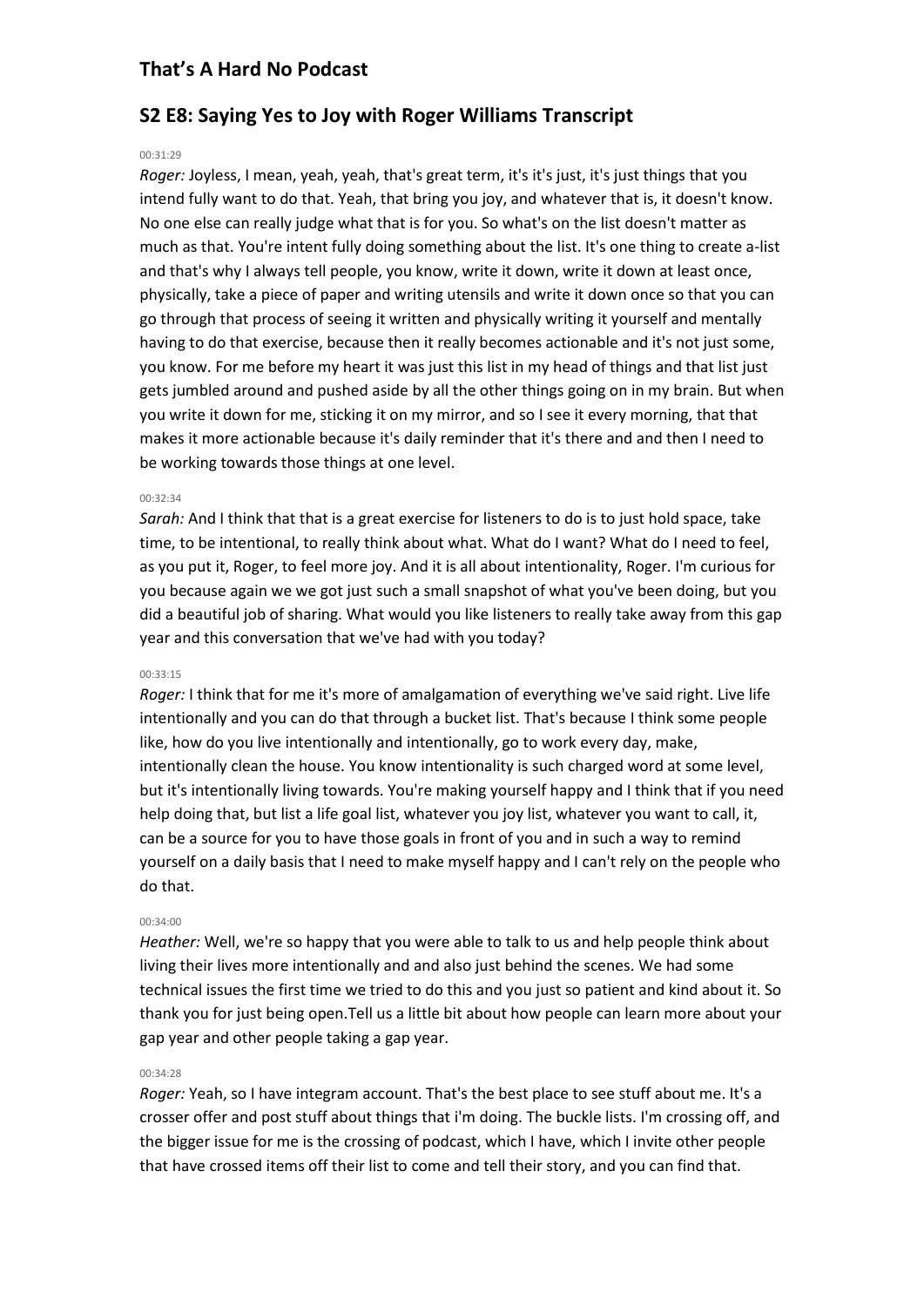## That's A Hard No Podcast

## S2 E8: Saying Yes to Joy with Roger Williams Transcript

00:31:29

*Roger:* Joyless, I mean, yeah, yeah, that's great term, it's it's just, it's just things that you intend fully want to do that. Yeah, that bring you joy, and whatever that is, it doesn't know. No one else can really judge what that is for you. So what's on the list doesn't matter as much as that. You're intent fully doing something about the list. It's one thing to create a-list and that's why I always tell people, you know, write it down, write it down at least once, physically, take a piece of paper and writing utensils and write it down once so that you can go through that process of seeing it written and physically writing it yourself and mentally having to do that exercise, because then it really becomes actionable and it's not just some, you know. For me before my heart it was just this list in my head of things and that list just gets jumbled around and pushed aside by all the other things going on in my brain. But when you write it down for me, sticking it on my mirror, and so I see it every morning, that that makes it more actionable because it's daily reminder that it's there and and then I need to be working towards those things at one level.

00:32:34

*Sarah:* And I think that that is a great exercise for listeners to do is to just hold space, take time, to be intentional, to really think about what. What do I want? What do I need to feel, as you put it, Roger, to feel more joy. And it is all about intentionality, Roger. I'm curious for you because again we we got just such a small snapshot of what you've been doing, but you did a beautiful job of sharing. What would you like listeners to really take away from this gap year and this conversation that we've had with you today?

00:33:15

*Roger:* I think that for me it's more of amalgamation of everything we've said right. Live life intentionally and you can do that through a bucket list. That's because I think some people like, how do you live intentionally and intentionally, go to work every day, make, intentionally clean the house. You know intentionality is such charged word at some level, but it's intentionally living towards. You're making yourself happy and I think that if you need help doing that, but list a life goal list, whatever you joy list, whatever you want to call, it, can be a source for you to have those goals in front of you and in such a way to remind yourself on a daily basis that I need to make myself happy and I can't rely on the people who do that.

00:34:00

*Heather:* Well, we're so happy that you were able to talk to us and help people think about living their lives more intentionally and and also just behind the scenes. We had some technical issues the first time we tried to do this and you just so patient and kind about it. So thank you for just being open.Tell us a little bit about how people can learn more about your gap year and other people taking a gap year.

00:34:28

*Roger:* Yeah, so I have integram account. That's the best place to see stuff about me. It's a crosser offer and post stuff about things that i'm doing. The buckle lists. I'm crossing off, and the bigger issue for me is the crossing of podcast, which I have, which I invite other people that have crossed items off their list to come and tell their story, and you can find that.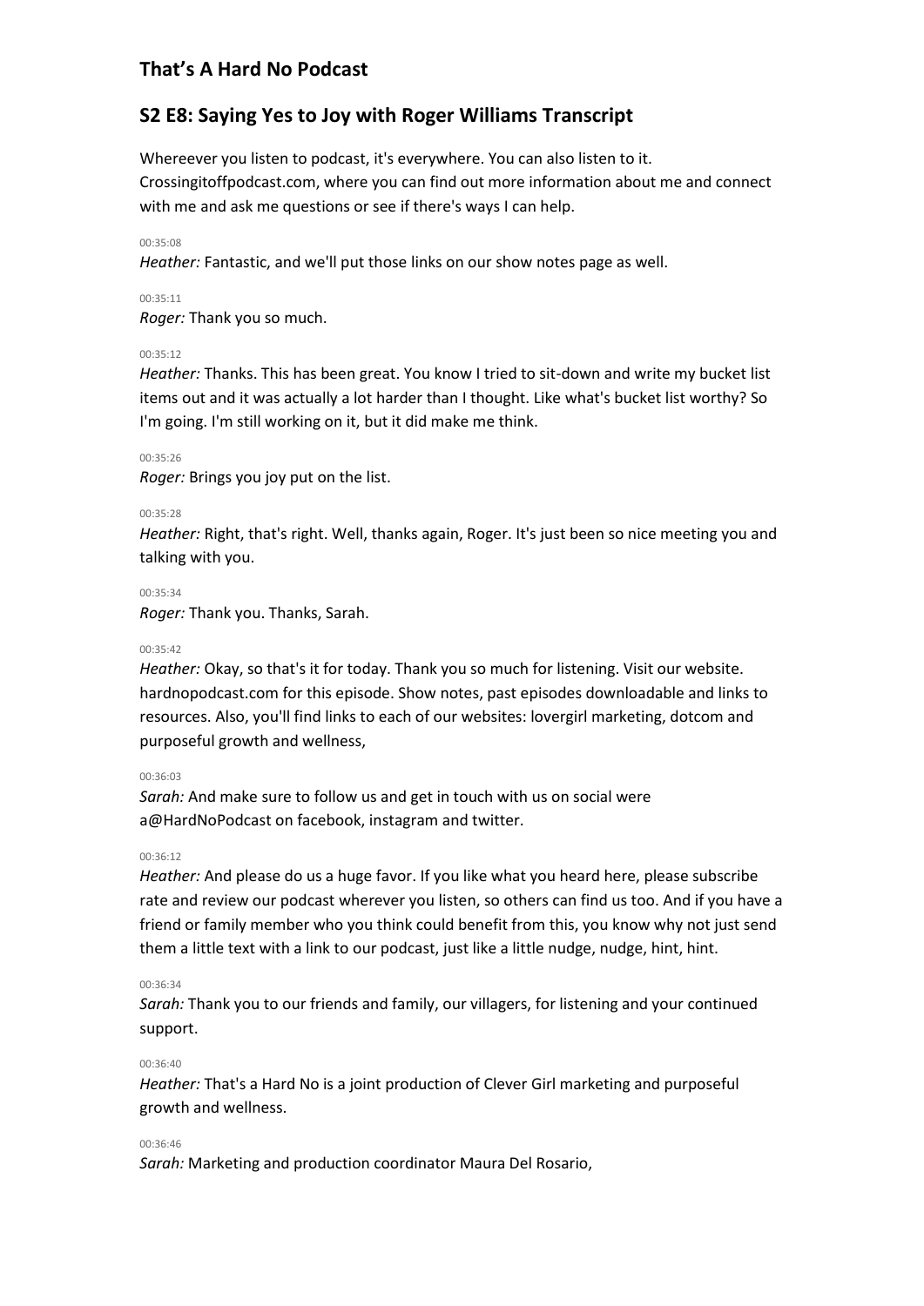# That's A Hard No Podcast

## S2 E8: Saying Yes to Joy with Roger Williams Transcript

Whereever you listen to podcast, it's everywhere. You can also listen to it. Crossingitoffpodcast.com, where you can find out more information about me and connect with me and ask me questions or see if there's ways I can help.

00:35:08
*Heather:* Fantastic, and we'll put those links on our show notes page as well.

00:35:11
*Roger:* Thank you so much.

00:35:12
*Heather:* Thanks. This has been great. You know I tried to sit-down and write my bucket list items out and it was actually a lot harder than I thought. Like what's bucket list worthy? So I'm going. I'm still working on it, but it did make me think.

00:35:26
*Roger:* Brings you joy put on the list.

00:35:28
*Heather:* Right, that's right. Well, thanks again, Roger. It's just been so nice meeting you and talking with you.

00:35:34
*Roger:* Thank you. Thanks, Sarah.

00:35:42
*Heather:* Okay, so that's it for today. Thank you so much for listening. Visit our website. hardnopodcast.com for this episode. Show notes, past episodes downloadable and links to resources. Also, you'll find links to each of our websites: lovergirl marketing, dotcom and purposeful growth and wellness,

00:36:03
*Sarah:* And make sure to follow us and get in touch with us on social were a@HardNoPodcast on facebook, instagram and twitter.

00:36:12
*Heather:* And please do us a huge favor. If you like what you heard here, please subscribe rate and review our podcast wherever you listen, so others can find us too. And if you have a friend or family member who you think could benefit from this, you know why not just send them a little text with a link to our podcast, just like a little nudge, nudge, hint, hint.

00:36:34
*Sarah:* Thank you to our friends and family, our villagers, for listening and your continued support.

00:36:40
*Heather:* That's a Hard No is a joint production of Clever Girl marketing and purposeful growth and wellness.

00:36:46
*Sarah:* Marketing and production coordinator Maura Del Rosario,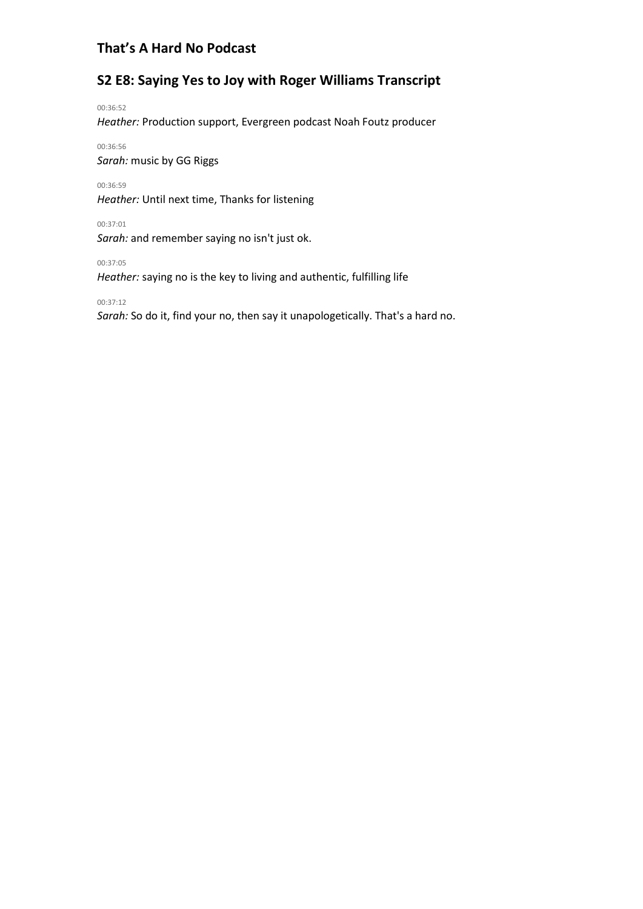## That's A Hard No Podcast

## S2 E8: Saying Yes to Joy with Roger Williams Transcript

00:36:52

*Heather:* Production support, Evergreen podcast Noah Foutz producer

00:36:56

*Sarah:* music by GG Riggs

00:36:59

*Heather:* Until next time, Thanks for listening

00:37:01

*Sarah:* and remember saying no isn't just ok.

00:37:05

*Heather:* saying no is the key to living and authentic, fulfilling life

00:37:12

*Sarah:* So do it, find your no, then say it unapologetically. That's a hard no.